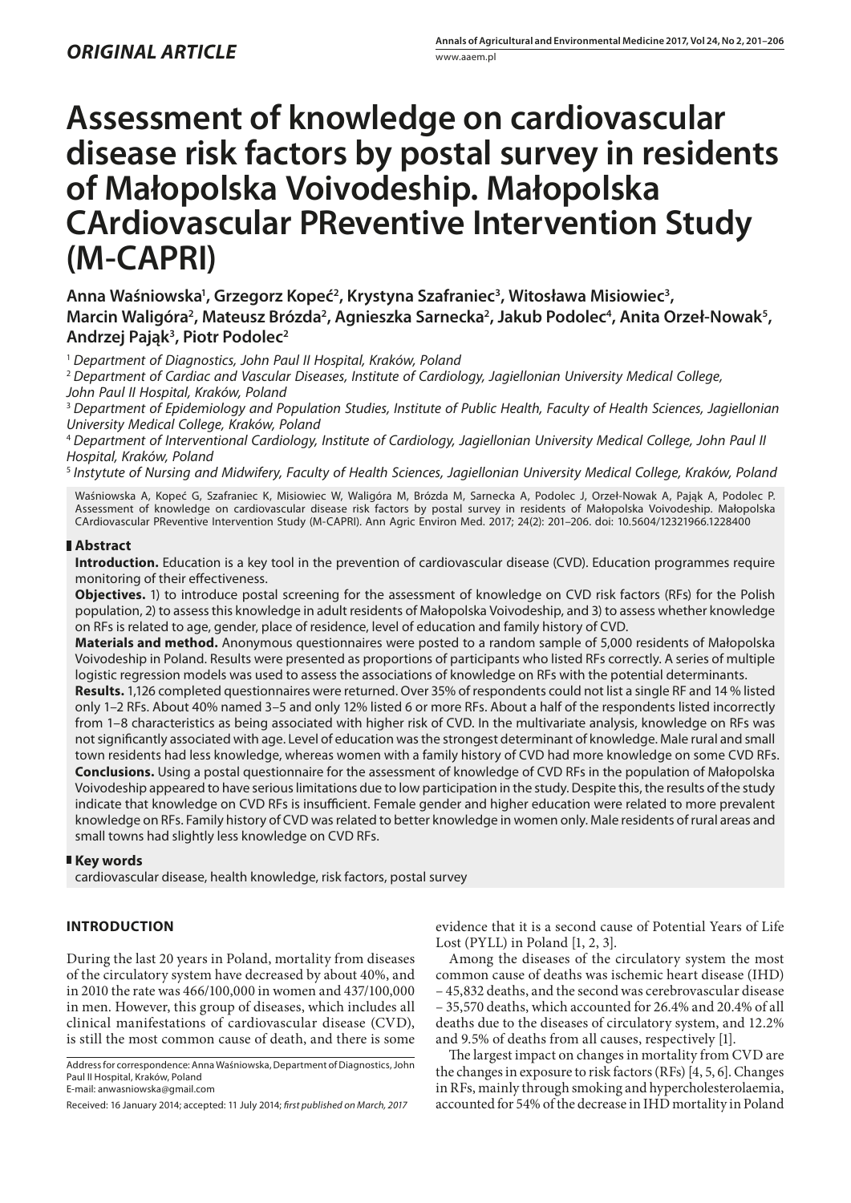*ORIGINAL ARTICLE*

# Assessment of knowledge on cardiovascular disease risk factors by postal survey in residents of Małopolska Voivodeship. Małopolska CArdiovascular PReventive Intervention Study (M-CAPRI)

**Anna Waśniowska[1], Grzegorz Kopeć[2], Krystyna Szafraniec[3], Witosława Misiowiec[3], Marcin Waligóra[2], Mateusz Brózda[2], Agnieszka Sarnecka[2], Jakub Podolec[4], Anita Orzeł-Nowak[5], Andrzej Pająk[3], Piotr Podolec[2]**

[1] *Department of Diagnostics, John Paul II Hospital, Kraków, Poland*
[2] *Department of Cardiac and Vascular Diseases, Institute of Cardiology, Jagiellonian University Medical College, John Paul II Hospital, Kraków, Poland*
[3] *Department of Epidemiology and Population Studies, Institute of Public Health, Faculty of Health Sciences, Jagiellonian University Medical College, Kraków, Poland*
[4] *Department of Interventional Cardiology, Institute of Cardiology, Jagiellonian University Medical College, John Paul II Hospital, Kraków, Poland*
[5] *Instytute of Nursing and Midwifery, Faculty of Health Sciences, Jagiellonian University Medical College, Kraków, Poland*

Waśniowska A, Kopeć G, Szafraniec K, Misiowiec W, Waligóra M, Brózda M, Sarnecka A, Podolec J, Orzeł-Nowak A, Pająk A, Podolec P. Assessment of knowledge on cardiovascular disease risk factors by postal survey in residents of Małopolska Voivodeship. Małopolska CArdiovascular PReventive Intervention Study (M-CAPRI). Ann Agric Environ Med. 2017; 24(2): 201–206. doi: 10.5604/12321966.1228400

## Abstract

**Introduction.** Education is a key tool in the prevention of cardiovascular disease (CVD). Education programmes require monitoring of their effectiveness.

**Objectives.** 1) to introduce postal screening for the assessment of knowledge on CVD risk factors (RFs) for the Polish population, 2) to assess this knowledge in adult residents of Małopolska Voivodeship, and 3) to assess whether knowledge on RFs is related to age, gender, place of residence, level of education and family history of CVD.

**Materials and method.** Anonymous questionnaires were posted to a random sample of 5,000 residents of Małopolska Voivodeship in Poland. Results were presented as proportions of participants who listed RFs correctly. A series of multiple logistic regression models was used to assess the associations of knowledge on RFs with the potential determinants.

**Results.** 1,126 completed questionnaires were returned. Over 35% of respondents could not list a single RF and 14 % listed only 1–2 RFs. About 40% named 3–5 and only 12% listed 6 or more RFs. About a half of the respondents listed incorrectly from 1–8 characteristics as being associated with higher risk of CVD. In the multivariate analysis, knowledge on RFs was not significantly associated with age. Level of education was the strongest determinant of knowledge. Male rural and small town residents had less knowledge, whereas women with a family history of CVD had more knowledge on some CVD RFs.

**Conclusions.** Using a postal questionnaire for the assessment of knowledge of CVD RFs in the population of Małopolska Voivodeship appeared to have serious limitations due to low participation in the study. Despite this, the results of the study indicate that knowledge on CVD RFs is insufficient. Female gender and higher education were related to more prevalent knowledge on RFs. Family history of CVD was related to better knowledge in women only. Male residents of rural areas and small towns had slightly less knowledge on CVD RFs.

## Key words

cardiovascular disease, health knowledge, risk factors, postal survey

## INTRODUCTION

During the last 20 years in Poland, mortality from diseases of the circulatory system have decreased by about 40%, and in 2010 the rate was 466/100,000 in women and 437/100,000 in men. However, this group of diseases, which includes all clinical manifestations of cardiovascular disease (CVD), is still the most common cause of death, and there is some evidence that it is a second cause of Potential Years of Life Lost (PYLL) in Poland [1, 2, 3].

Among the diseases of the circulatory system the most common cause of deaths was ischemic heart disease (IHD) – 45,832 deaths, and the second was cerebrovascular disease – 35,570 deaths, which accounted for 26.4% and 20.4% of all deaths due to the diseases of circulatory system, and 12.2% and 9.5% of deaths from all causes, respectively [1].

The largest impact on changes in mortality from CVD are the changes in exposure to risk factors (RFs) [4, 5, 6]. Changes in RFs, mainly through smoking and hypercholesterolaemia, accounted for 54% of the decrease in IHD mortality in Poland

Address for correspondence: Anna Waśniowska, Department of Diagnostics, John Paul II Hospital, Kraków, Poland
E-mail: anwasniowska@gmail.com

Received: 16 January 2014; accepted: 11 July 2014; *first published on March, 2017*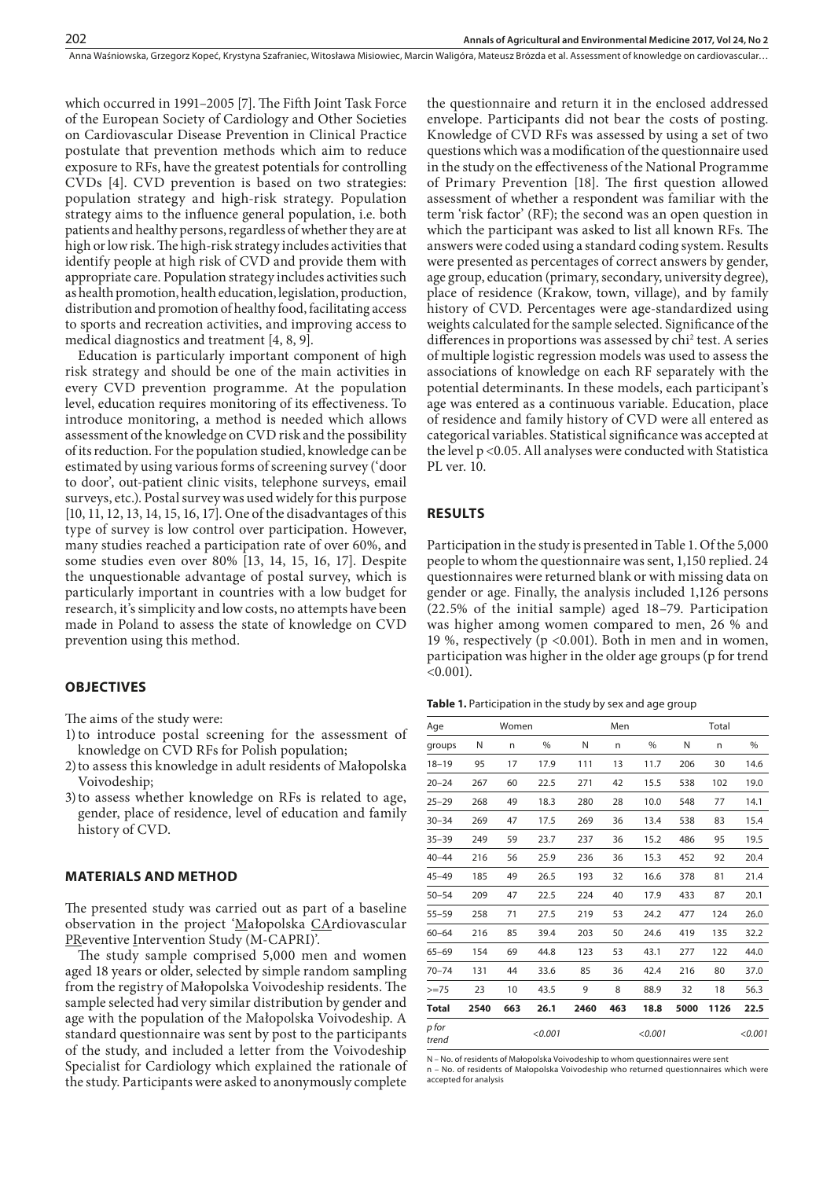which occurred in 1991–2005 [7]. The Fifth Joint Task Force of the European Society of Cardiology and Other Societies on Cardiovascular Disease Prevention in Clinical Practice postulate that prevention methods which aim to reduce exposure to RFs, have the greatest potentials for controlling CVDs [4]. CVD prevention is based on two strategies: population strategy and high-risk strategy. Population strategy aims to the influence general population, i.e. both patients and healthy persons, regardless of whether they are at high or low risk. The high-risk strategy includes activities that identify people at high risk of CVD and provide them with appropriate care. Population strategy includes activities such as health promotion, health education, legislation, production, distribution and promotion of healthy food, facilitating access to sports and recreation activities, and improving access to medical diagnostics and treatment [4, 8, 9].

Education is particularly important component of high risk strategy and should be one of the main activities in every CVD prevention programme. At the population level, education requires monitoring of its effectiveness. To introduce monitoring, a method is needed which allows assessment of the knowledge on CVD risk and the possibility of its reduction. For the population studied, knowledge can be estimated by using various forms of screening survey ('door to door', out-patient clinic visits, telephone surveys, email surveys, etc.). Postal survey was used widely for this purpose [10, 11, 12, 13, 14, 15, 16, 17]. One of the disadvantages of this type of survey is low control over participation. However, many studies reached a participation rate of over 60%, and some studies even over 80% [13, 14, 15, 16, 17]. Despite the unquestionable advantage of postal survey, which is particularly important in countries with a low budget for research, it's simplicity and low costs, no attempts have been made in Poland to assess the state of knowledge on CVD prevention using this method.

## OBJECTIVES

The aims of the study were:

1) to introduce postal screening for the assessment of knowledge on CVD RFs for Polish population;
2) to assess this knowledge in adult residents of Małopolska Voivodeship;
3) to assess whether knowledge on RFs is related to age, gender, place of residence, level of education and family history of CVD.

## MATERIALS AND METHOD

The presented study was carried out as part of a baseline observation in the project 'Małopolska CArdiovascular PReventive Intervention Study (M-CAPRI)'.

The study sample comprised 5,000 men and women aged 18 years or older, selected by simple random sampling from the registry of Małopolska Voivodeship residents. The sample selected had very similar distribution by gender and age with the population of the Małopolska Voivodeship. A standard questionnaire was sent by post to the participants of the study, and included a letter from the Voivodeship Specialist for Cardiology which explained the rationale of the study. Participants were asked to anonymously complete the questionnaire and return it in the enclosed addressed envelope. Participants did not bear the costs of posting. Knowledge of CVD RFs was assessed by using a set of two questions which was a modification of the questionnaire used in the study on the effectiveness of the National Programme of Primary Prevention [18]. The first question allowed assessment of whether a respondent was familiar with the term 'risk factor' (RF); the second was an open question in which the participant was asked to list all known RFs. The answers were coded using a standard coding system. Results were presented as percentages of correct answers by gender, age group, education (primary, secondary, university degree), place of residence (Krakow, town, village), and by family history of CVD. Percentages were age-standardized using weights calculated for the sample selected. Significance of the differences in proportions was assessed by $chi^2$ test. A series of multiple logistic regression models was used to assess the associations of knowledge on each RF separately with the potential determinants. In these models, each participant's age was entered as a continuous variable. Education, place of residence and family history of CVD were all entered as categorical variables. Statistical significance was accepted at the level $p < 0.05$. All analyses were conducted with Statistica PL ver. 10.

## RESULTS

Participation in the study is presented in Table 1. Of the 5,000 people to whom the questionnaire was sent, 1,150 replied. 24 questionnaires were returned blank or with missing data on gender or age. Finally, the analysis included 1,126 persons (22.5% of the initial sample) aged 18–79. Participation was higher among women compared to men, 26 % and 19 %, respectively ($p < 0.001$). Both in men and in women, participation was higher in the older age groups (p for trend $< 0.001$).

**Table 1.** Participation in the study by sex and age group

| Age groups | Women | | | Men | | | Total | | |
|---|---|---|---|---|---|---|---|---|---|
| | N | n | % | N | n | % | N | n | % |
| 18–19 | 95 | 17 | 17.9 | 111 | 13 | 11.7 | 206 | 30 | 14.6 |
| 20–24 | 267 | 60 | 22.5 | 271 | 42 | 15.5 | 538 | 102 | 19.0 |
| 25–29 | 268 | 49 | 18.3 | 280 | 28 | 10.0 | 548 | 77 | 14.1 |
| 30–34 | 269 | 47 | 17.5 | 269 | 36 | 13.4 | 538 | 83 | 15.4 |
| 35–39 | 249 | 59 | 23.7 | 237 | 36 | 15.2 | 486 | 95 | 19.5 |
| 40–44 | 216 | 56 | 25.9 | 236 | 36 | 15.3 | 452 | 92 | 20.4 |
| 45–49 | 185 | 49 | 26.5 | 193 | 32 | 16.6 | 378 | 81 | 21.4 |
| 50–54 | 209 | 47 | 22.5 | 224 | 40 | 17.9 | 433 | 87 | 20.1 |
| 55–59 | 258 | 71 | 27.5 | 219 | 53 | 24.2 | 477 | 124 | 26.0 |
| 60–64 | 216 | 85 | 39.4 | 203 | 50 | 24.6 | 419 | 135 | 32.2 |
| 65–69 | 154 | 69 | 44.8 | 123 | 53 | 43.1 | 277 | 122 | 44.0 |
| 70–74 | 131 | 44 | 33.6 | 85 | 36 | 42.4 | 216 | 80 | 37.0 |
| >=75 | 23 | 10 | 43.5 | 9 | 8 | 88.9 | 32 | 18 | 56.3 |
| **Total** | **2540** | **663** | **26.1** | **2460** | **463** | **18.8** | **5000** | **1126** | **22.5** |
| *p for trend* | | | *<0.001* | | | *<0.001* | | | *<0.001* |

N – No. of residents of Małopolska Voivodeship to whom questionnaires were sent
n – No. of residents of Małopolska Voivodeship who returned questionnaires which were accepted for analysis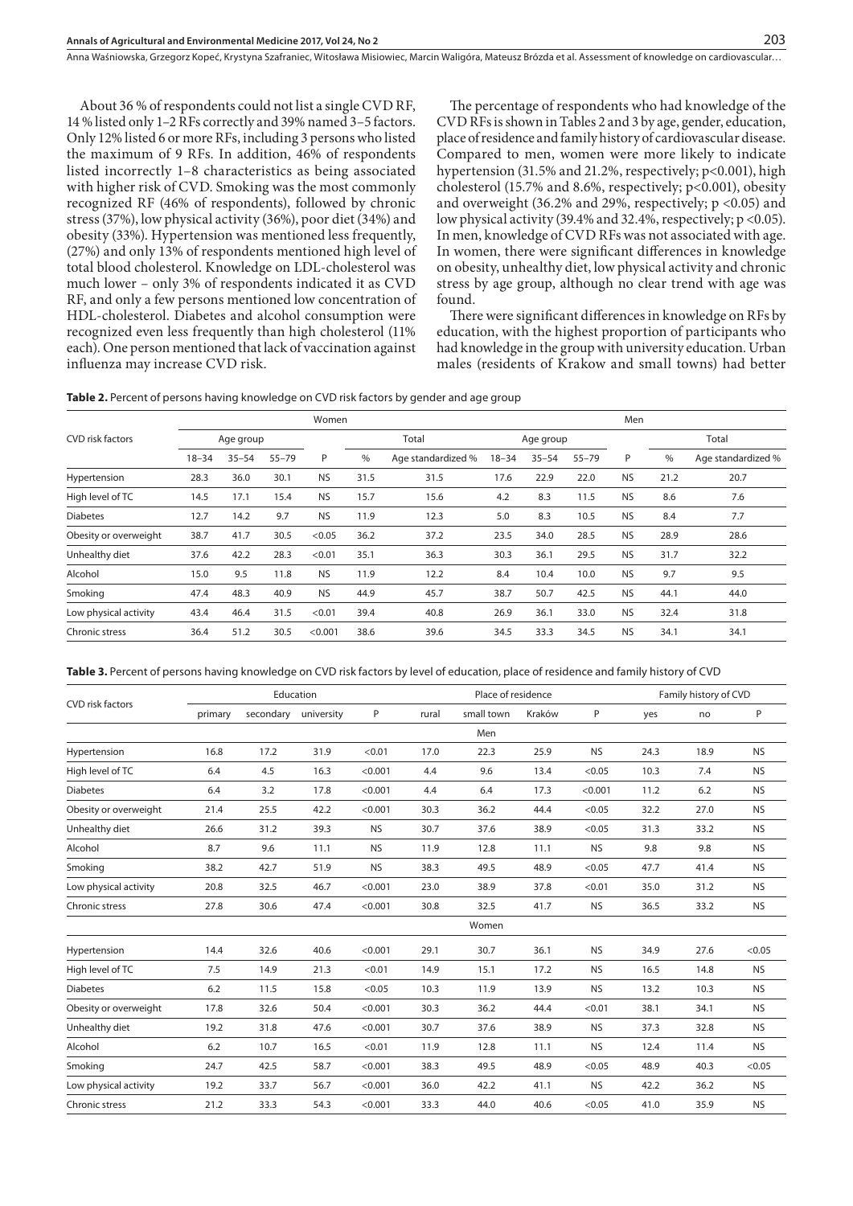About 36 % of respondents could not list a single CVD RF, 14 % listed only 1–2 RFs correctly and 39% named 3–5 factors. Only 12% listed 6 or more RFs, including 3 persons who listed the maximum of 9 RFs. In addition, 46% of respondents listed incorrectly 1–8 characteristics as being associated with higher risk of CVD. Smoking was the most commonly recognized RF (46% of respondents), followed by chronic stress (37%), low physical activity (36%), poor diet (34%) and obesity (33%). Hypertension was mentioned less frequently, (27%) and only 13% of respondents mentioned high level of total blood cholesterol. Knowledge on LDL-cholesterol was much lower – only 3% of respondents indicated it as CVD RF, and only a few persons mentioned low concentration of HDL-cholesterol. Diabetes and alcohol consumption were recognized even less frequently than high cholesterol (11% each). One person mentioned that lack of vaccination against influenza may increase CVD risk.

The percentage of respondents who had knowledge of the CVD RFs is shown in Tables 2 and 3 by age, gender, education, place of residence and family history of cardiovascular disease. Compared to men, women were more likely to indicate hypertension (31.5% and 21.2%, respectively; $p<0.001$), high cholesterol (15.7% and 8.6%, respectively; $p<0.001$), obesity and overweight (36.2% and 29%, respectively; $p<0.05$) and low physical activity (39.4% and 32.4%, respectively; $p<0.05$). In men, knowledge of CVD RFs was not associated with age. In women, there were significant differences in knowledge on obesity, unhealthy diet, low physical activity and chronic stress by age group, although no clear trend with age was found.

There were significant differences in knowledge on RFs by education, with the highest proportion of participants who had knowledge in the group with university education. Urban males (residents of Krakow and small towns) had better

**Table 2.** Percent of persons having knowledge on CVD risk factors by gender and age group

| CVD risk factors | Women | | | | | | Men | | | | | |
|---|---|---|---|---|---|---|---|---|---|---|---|---|
| | Age group | | | | Total | | Age group | | | | Total | |
| | 18–34 | 35–54 | 55–79 | P | % | Age standardized % | 18–34 | 35–54 | 55–79 | P | % | Age standardized % |
| Hypertension | 28.3 | 36.0 | 30.1 | NS | 31.5 | 31.5 | 17.6 | 22.9 | 22.0 | NS | 21.2 | 20.7 |
| High level of TC | 14.5 | 17.1 | 15.4 | NS | 15.7 | 15.6 | 4.2 | 8.3 | 11.5 | NS | 8.6 | 7.6 |
| Diabetes | 12.7 | 14.2 | 9.7 | NS | 11.9 | 12.3 | 5.0 | 8.3 | 10.5 | NS | 8.4 | 7.7 |
| Obesity or overweight | 38.7 | 41.7 | 30.5 | <0.05 | 36.2 | 37.2 | 23.5 | 34.0 | 28.5 | NS | 28.9 | 28.6 |
| Unhealthy diet | 37.6 | 42.2 | 28.3 | <0.01 | 35.1 | 36.3 | 30.3 | 36.1 | 29.5 | NS | 31.7 | 32.2 |
| Alcohol | 15.0 | 9.5 | 11.8 | NS | 11.9 | 12.2 | 8.4 | 10.4 | 10.0 | NS | 9.7 | 9.5 |
| Smoking | 47.4 | 48.3 | 40.9 | NS | 44.9 | 45.7 | 38.7 | 50.7 | 42.5 | NS | 44.1 | 44.0 |
| Low physical activity | 43.4 | 46.4 | 31.5 | <0.01 | 39.4 | 40.8 | 26.9 | 36.1 | 33.0 | NS | 32.4 | 31.8 |
| Chronic stress | 36.4 | 51.2 | 30.5 | <0.001 | 38.6 | 39.6 | 34.5 | 33.3 | 34.5 | NS | 34.1 | 34.1 |

**Table 3.** Percent of persons having knowledge on CVD risk factors by level of education, place of residence and family history of CVD

| CVD risk factors | Education | | | | Place of residence | | | | Family history of CVD | | |
|---|---|---|---|---|---|---|---|---|---|---|---|
| | primary | secondary | university | P | rural | small town | Kraków | P | yes | no | P |
| | | | | | | Men | | | | | |
| Hypertension | 16.8 | 17.2 | 31.9 | <0.01 | 17.0 | 22.3 | 25.9 | NS | 24.3 | 18.9 | NS |
| High level of TC | 6.4 | 4.5 | 16.3 | <0.001 | 4.4 | 9.6 | 13.4 | <0.05 | 10.3 | 7.4 | NS |
| Diabetes | 6.4 | 3.2 | 17.8 | <0.001 | 4.4 | 6.4 | 17.3 | <0.001 | 11.2 | 6.2 | NS |
| Obesity or overweight | 21.4 | 25.5 | 42.2 | <0.001 | 30.3 | 36.2 | 44.4 | <0.05 | 32.2 | 27.0 | NS |
| Unhealthy diet | 26.6 | 31.2 | 39.3 | NS | 30.7 | 37.6 | 38.9 | <0.05 | 31.3 | 33.2 | NS |
| Alcohol | 8.7 | 9.6 | 11.1 | NS | 11.9 | 12.8 | 11.1 | NS | 9.8 | 9.8 | NS |
| Smoking | 38.2 | 42.7 | 51.9 | NS | 38.3 | 49.5 | 48.9 | <0.05 | 47.7 | 41.4 | NS |
| Low physical activity | 20.8 | 32.5 | 46.7 | <0.001 | 23.0 | 38.9 | 37.8 | <0.01 | 35.0 | 31.2 | NS |
| Chronic stress | 27.8 | 30.6 | 47.4 | <0.001 | 30.8 | 32.5 | 41.7 | NS | 36.5 | 33.2 | NS |
| | | | | | | Women | | | | | |
| Hypertension | 14.4 | 32.6 | 40.6 | <0.001 | 29.1 | 30.7 | 36.1 | NS | 34.9 | 27.6 | <0.05 |
| High level of TC | 7.5 | 14.9 | 21.3 | <0.01 | 14.9 | 15.1 | 17.2 | NS | 16.5 | 14.8 | NS |
| Diabetes | 6.2 | 11.5 | 15.8 | <0.05 | 10.3 | 11.9 | 13.9 | NS | 13.2 | 10.3 | NS |
| Obesity or overweight | 17.8 | 32.6 | 50.4 | <0.001 | 30.3 | 36.2 | 44.4 | <0.01 | 38.1 | 34.1 | NS |
| Unhealthy diet | 19.2 | 31.8 | 47.6 | <0.001 | 30.7 | 37.6 | 38.9 | NS | 37.3 | 32.8 | NS |
| Alcohol | 6.2 | 10.7 | 16.5 | <0.01 | 11.9 | 12.8 | 11.1 | NS | 12.4 | 11.4 | NS |
| Smoking | 24.7 | 42.5 | 58.7 | <0.001 | 38.3 | 49.5 | 48.9 | <0.05 | 48.9 | 40.3 | <0.05 |
| Low physical activity | 19.2 | 33.7 | 56.7 | <0.001 | 36.0 | 42.2 | 41.1 | NS | 42.2 | 36.2 | NS |
| Chronic stress | 21.2 | 33.3 | 54.3 | <0.001 | 33.3 | 44.0 | 40.6 | <0.05 | 41.0 | 35.9 | NS |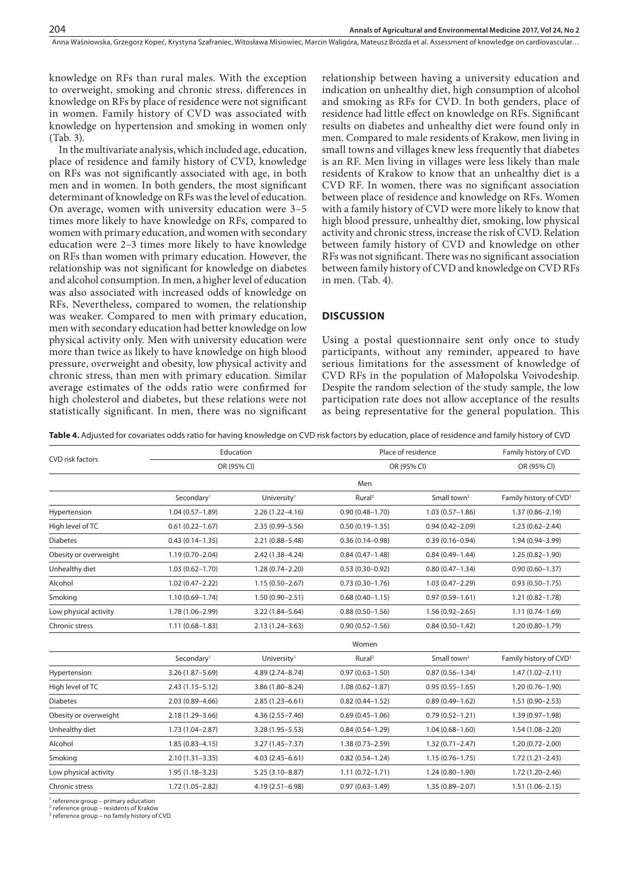knowledge on RFs than rural males. With the exception to overweight, smoking and chronic stress, differences in knowledge on RFs by place of residence were not significant in women. Family history of CVD was associated with knowledge on hypertension and smoking in women only (Tab. 3).

In the multivariate analysis, which included age, education, place of residence and family history of CVD, knowledge on RFs was not significantly associated with age, in both men and in women. In both genders, the most significant determinant of knowledge on RFs was the level of education. On average, women with university education were 3–5 times more likely to have knowledge on RFs, compared to women with primary education, and women with secondary education were 2–3 times more likely to have knowledge on RFs than women with primary education. However, the relationship was not significant for knowledge on diabetes and alcohol consumption. In men, a higher level of education was also associated with increased odds of knowledge on RFs. Nevertheless, compared to women, the relationship was weaker. Compared to men with primary education, men with secondary education had better knowledge on low physical activity only. Men with university education were more than twice as likely to have knowledge on high blood pressure, overweight and obesity, low physical activity and chronic stress, than men with primary education. Similar average estimates of the odds ratio were confirmed for high cholesterol and diabetes, but these relations were not statistically significant. In men, there was no significant relationship between having a university education and indication on unhealthy diet, high consumption of alcohol and smoking as RFs for CVD. In both genders, place of residence had little effect on knowledge on RFs. Significant results on diabetes and unhealthy diet were found only in men. Compared to male residents of Krakow, men living in small towns and villages knew less frequently that diabetes is an RF. Men living in villages were less likely than male residents of Krakow to know that an unhealthy diet is a CVD RF. In women, there was no significant association between place of residence and knowledge on RFs. Women with a family history of CVD were more likely to know that high blood pressure, unhealthy diet, smoking, low physical activity and chronic stress, increase the risk of CVD. Relation between family history of CVD and knowledge on other RFs was not significant. There was no significant association between family history of CVD and knowledge on CVD RFs in men. (Tab. 4).

## DISCUSSION

Using a postal questionnaire sent only once to study participants, without any reminder, appeared to have serious limitations for the assessment of knowledge of CVD RFs in the population of Małopolska Voivodeship. Despite the random selection of the study sample, the low participation rate does not allow acceptance of the results as being representative for the general population. This

**Table 4.** Adjusted for covariates odds ratio for having knowledge on CVD risk factors by education, place of residence and family history of CVD

| CVD risk factors | Education | | Place of residence | | Family history of CVD |
|---|---|---|---|---|---|
| | OR (95% CI) | | OR (95% CI) | | OR (95% CI) |
| | | | Men | | |
| | Secondary[1] | University[1] | Rural[2] | Small town[2] | Family history of CVD[3] |
| Hypertension | 1.04 (0.57–1.89) | 2.26 (1.22–4.16) | 0.90 (0.48–1.70) | 1.03 (0.57–1.86) | 1.37 (0.86–2.19) |
| High level of TC | 0.61 (0.22–1.67) | 2.35 (0.99–5.56) | 0.50 (0.19–1.35) | 0.94 (0.42–2.09) | 1.23 (0.62–2.44) |
| Diabetes | 0.43 (0.14–1.35) | 2.21 (0.88–5.48) | 0.36 (0.14–0.98) | 0.39 (0.16–0.94) | 1.94 (0.94–3.99) |
| Obesity or overweight | 1.19 (0.70–2.04) | 2.42 (1.38–4.24) | 0.84 (0.47–1.48) | 0.84 (0.49–1.44) | 1.25 (0.82–1.90) |
| Unhealthy diet | 1.03 (0.62–1.70) | 1.28 (0.74–2.20) | 0.53 (0.30–0.92) | 0.80 (0.47–1.34) | 0.90 (0.60–1.37) |
| Alcohol | 1.02 (0.47–2.22) | 1.15 (0.50–2.67) | 0.73 (0.30–1.76) | 1.03 (0.47–2.29) | 0.93 (0.50–1.75) |
| Smoking | 1.10 (0.69–1.74) | 1.50 (0.90–2.51) | 0.68 (0.40–1.15) | 0.97 (0.59–1.61) | 1.21 (0.82–1.78) |
| Low physical activity | 1.78 (1.06–2.99) | 3.22 (1.84–5.64) | 0.88 (0.50–1.56) | 1.56 (0.92–2.65) | 1.11 (0.74–1.69) |
| Chronic stress | 1.11 (0.68–1.83) | 2.13 (1.24–3.63) | 0.90 (0.52–1.56) | 0.84 (0.50–1.42) | 1.20 (0.80–1.79) |
| | | | Women | | |
| | Secondary[1] | University[1] | Rural[2] | Small town[2] | Family history of CVD[3] |
| Hypertension | 3.26 (1.87–5.69) | 4.89 (2.74–8.74) | 0.97 (0.63–1.50) | 0.87 (0.56–1.34) | 1.47 (1.02–2.11) |
| High level of TC | 2.43 (1.15–5.12) | 3.86 (1.80–8.24) | 1.08 (0.62–1.87) | 0.95 (0.55–1.65) | 1.20 (0.76–1.90) |
| Diabetes | 2.03 (0.89–4.66) | 2.85 (1.23–6.61) | 0.82 (0.44–1.52) | 0.89 (0.49–1.62) | 1.51 (0.90–2.53) |
| Obesity or overweight | 2.18 (1.29–3.66) | 4.36 (2.55–7.46) | 0.69 (0.45–1.06) | 0.79 (0.52–1.21) | 1.39 (0.97–1.98) |
| Unhealthy diet | 1.73 (1.04–2.87) | 3.28 (1.95–5.53) | 0.84 (0.54–1.29) | 1.04 (0.68–1.60) | 1.54 (1.08–2.20) |
| Alcohol | 1.85 (0.83–4.15) | 3.27 (1.45–7.37) | 1.38 (0.73–2.59) | 1.32 (0.71–2.47) | 1.20 (0.72–2.00) |
| Smoking | 2.10 (1.31–3.35) | 4.03 (2.45–6.61) | 0.82 (0.54–1.24) | 1.15 (0.76–1.75) | 1.72 (1.21–2.43) |
| Low physical activity | 1.95 (1.18–3.23) | 5.25 (3.10–8.87) | 1.11 (0.72–1.71) | 1.24 (0.80–1.90) | 1.72 (1.20–2.46) |
| Chronic stress | 1.72 (1.05–2.82) | 4.19 (2.51–6.98) | 0.97 (0.63–1.49) | 1.35 (0.89–2.07) | 1.51 (1.06–2.15) |

[1] reference group – primary education
[2] reference group – residents of Kraków
[3] reference group – no family history of CVD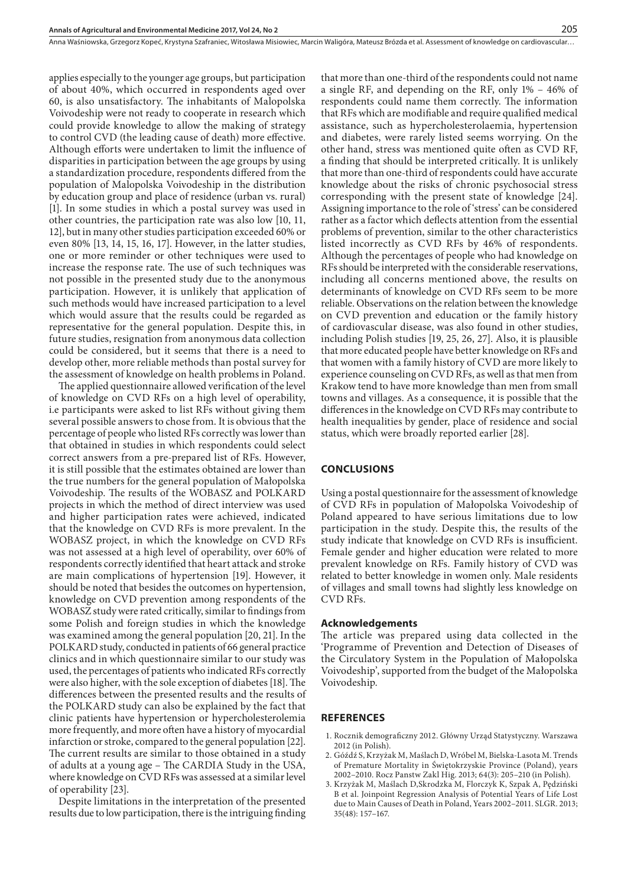applies especially to the younger age groups, but participation of about 40%, which occurred in respondents aged over 60, is also unsatisfactory. The inhabitants of Malopolska Voivodeship were not ready to cooperate in research which could provide knowledge to allow the making of strategy to control CVD (the leading cause of death) more effective. Although efforts were undertaken to limit the influence of disparities in participation between the age groups by using a standardization procedure, respondents differed from the population of Malopolska Voivodeship in the distribution by education group and place of residence (urban vs. rural) [1]. In some studies in which a postal survey was used in other countries, the participation rate was also low [10, 11, 12], but in many other studies participation exceeded 60% or even 80% [13, 14, 15, 16, 17]. However, in the latter studies, one or more reminder or other techniques were used to increase the response rate. The use of such techniques was not possible in the presented study due to the anonymous participation. However, it is unlikely that application of such methods would have increased participation to a level which would assure that the results could be regarded as representative for the general population. Despite this, in future studies, resignation from anonymous data collection could be considered, but it seems that there is a need to develop other, more reliable methods than postal survey for the assessment of knowledge on health problems in Poland.

The applied questionnaire allowed verification of the level of knowledge on CVD RFs on a high level of operability, i.e participants were asked to list RFs without giving them several possible answers to chose from. It is obvious that the percentage of people who listed RFs correctly was lower than that obtained in studies in which respondents could select correct answers from a pre-prepared list of RFs. However, it is still possible that the estimates obtained are lower than the true numbers for the general population of Małopolska Voivodeship. The results of the WOBASZ and POLKARD projects in which the method of direct interview was used and higher participation rates were achieved, indicated that the knowledge on CVD RFs is more prevalent. In the WOBASZ project, in which the knowledge on CVD RFs was not assessed at a high level of operability, over 60% of respondents correctly identified that heart attack and stroke are main complications of hypertension [19]. However, it should be noted that besides the outcomes on hypertension, knowledge on CVD prevention among respondents of the WOBASZ study were rated critically, similar to findings from some Polish and foreign studies in which the knowledge was examined among the general population [20, 21]. In the POLKARD study, conducted in patients of 66 general practice clinics and in which questionnaire similar to our study was used, the percentages of patients who indicated RFs correctly were also higher, with the sole exception of diabetes [18]. The differences between the presented results and the results of the POLKARD study can also be explained by the fact that clinic patients have hypertension or hypercholesterolemia more frequently, and more often have a history of myocardial infarction or stroke, compared to the general population [22]. The current results are similar to those obtained in a study of adults at a young age – The CARDIA Study in the USA, where knowledge on CVD RFs was assessed at a similar level of operability [23].

Despite limitations in the interpretation of the presented results due to low participation, there is the intriguing finding that more than one-third of the respondents could not name a single RF, and depending on the RF, only 1% – 46% of respondents could name them correctly. The information that RFs which are modifiable and require qualified medical assistance, such as hypercholesterolaemia, hypertension and diabetes, were rarely listed seems worrying. On the other hand, stress was mentioned quite often as CVD RF, a finding that should be interpreted critically. It is unlikely that more than one-third of respondents could have accurate knowledge about the risks of chronic psychosocial stress corresponding with the present state of knowledge [24]. Assigning importance to the role of 'stress' can be considered rather as a factor which deflects attention from the essential problems of prevention, similar to the other characteristics listed incorrectly as CVD RFs by 46% of respondents. Although the percentages of people who had knowledge on RFs should be interpreted with the considerable reservations, including all concerns mentioned above, the results on determinants of knowledge on CVD RFs seem to be more reliable. Observations on the relation between the knowledge on CVD prevention and education or the family history of cardiovascular disease, was also found in other studies, including Polish studies [19, 25, 26, 27]. Also, it is plausible that more educated people have better knowledge on RFs and that women with a family history of CVD are more likely to experience counseling on CVD RFs, as well as that men from Krakow tend to have more knowledge than men from small towns and villages. As a consequence, it is possible that the differences in the knowledge on CVD RFs may contribute to health inequalities by gender, place of residence and social status, which were broadly reported earlier [28].

## CONCLUSIONS

Using a postal questionnaire for the assessment of knowledge of CVD RFs in population of Małopolska Voivodeship of Poland appeared to have serious limitations due to low participation in the study. Despite this, the results of the study indicate that knowledge on CVD RFs is insufficient. Female gender and higher education were related to more prevalent knowledge on RFs. Family history of CVD was related to better knowledge in women only. Male residents of villages and small towns had slightly less knowledge on CVD RFs.

### Acknowledgements

The article was prepared using data collected in the 'Programme of Prevention and Detection of Diseases of the Circulatory System in the Population of Małopolska Voivodeship', supported from the budget of the Małopolska Voivodeship.

## REFERENCES

1. Rocznik demograficzny 2012. Główny Urząd Statystyczny. Warszawa 2012 (in Polish).
2. Góźdź S, Krzyżak M, Maślach D, Wróbel M, Bielska-Lasota M. Trends of Premature Mortality in Świętokrzyskie Province (Poland), years 2002–2010. Rocz Panstw Zakl Hig. 2013; 64(3): 205–210 (in Polish).
3. Krzyżak M, Maślach D,Skrodzka M, Florczyk K, Szpak A, Pędziński B et al. Joinpoint Regression Analysis of Potential Years of Life Lost due to Main Causes of Death in Poland, Years 2002–2011. SLGR. 2013; 35(48): 157–167.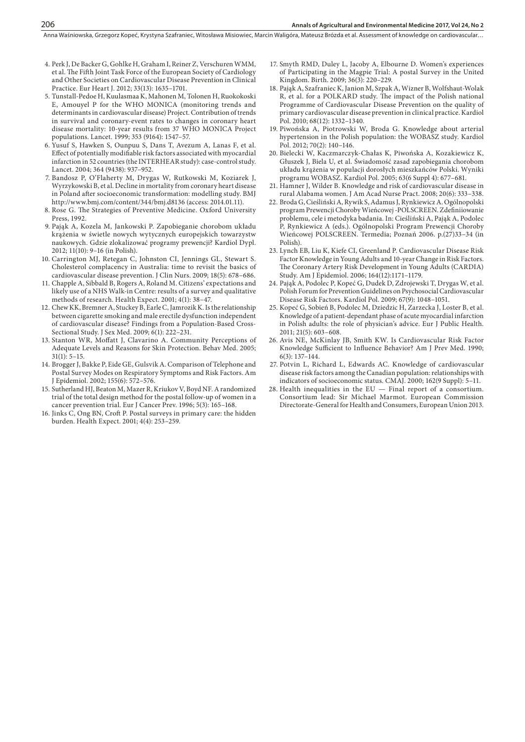4. Perk J, De Backer G, Gohlke H, Graham I, Reiner Z, Verschuren WMM, et al. The Fifth Joint Task Force of the European Society of Cardiology and Other Societies on Cardiovascular Disease Prevention in Clinical Practice. Eur Heart J. 2012; 33(13): 1635–1701.
5. Tunstall-Pedoe H, Kuulasmaa K, Mahonen M, Tolonen H, Ruokokoski E, Amouyel P for the WHO MONICA (monitoring trends and determinants in cardiovascular disease) Project. Contribution of trends in survival and coronary-event rates to changes in coronary heart disease mortality: 10-year results from 37 WHO MONICA Project populations. Lancet. 1999; 353 (9164): 1547–57.
6. Yusuf S, Hawken S, Ounpuu S, Dans T, Avezum A, Lanas F, et al. Effect of potentially modifiable risk factors associated with myocardial infarction in 52 countries (the INTERHEAR study): case-control study. Lancet. 2004; 364 (9438): 937–952.
7. Bandosz P, O'Flaherty M, Drygas W, Rutkowski M, Koziarek J, Wyrzykowski B, et al. Decline in mortality from coronary heart disease in Poland after socioeconomic transformation: modelling study. BMJ http://www.bmj.com/content/344/bmj.d8136 (access: 2014.01.11).
8. Rose G. The Strategies of Preventive Medicine. Oxford University Press, 1992.
9. Pająk A, Kozela M, Jankowski P. Zapobieganie chorobom układu krążenia w świetle nowych wytycznych europejskich towarzystw naukowych. Gdzie zlokalizować programy prewencji? Kardiol Dypl. 2012; 11(10): 9–16 (in Polish).
10. Carrington MJ, Retegan C, Johnston CI, Jennings GL, Stewart S. Cholesterol complacency in Australia: time to revisit the basics of cardiovascular disease prevention. J Clin Nurs. 2009; 18(5): 678–686.
11. Chapple A, Sibbald B, Rogers A, Roland M. Citizens' expectations and likely use of a NHS Walk-in Centre: results of a survey and qualitative methods of research. Health Expect. 2001; 4(1): 38–47.
12. Chew KK, Bremner A, Stuckey B, Earle C, Jamrozik K. Is the relationship between cigarette smoking and male erectile dysfunction independent of cardiovascular disease? Findings from a Population-Based Cross-Sectional Study. J Sex Med. 2009; 6(1): 222–231.
13. Stanton WR, Moffatt J, Clavarino A. Community Perceptions of Adequate Levels and Reasons for Skin Protection. Behav Med. 2005; 31(1): 5–15.
14. Brogger J, Bakke P, Eide GE, Gulsvik A. Comparison of Telephone and Postal Survey Modes on Respiratory Symptoms and Risk Factors. Am J Epidemiol. 2002; 155(6): 572–576.
15. Sutherland HJ, Beaton M, Mazer R, Kriukov V, Boyd NF. A randomized trial of the total design method for the postal follow-up of women in a cancer prevention trial. Eur J Cancer Prev. 1996; 5(3): 165–168.
16. Jinks C, Ong BN, Croft P. Postal surveys in primary care: the hidden burden. Health Expect. 2001; 4(4): 253–259.
17. Smyth RMD, Duley L, Jacoby A, Elbourne D. Women's experiences of Participating in the Magpie Trial: A postal Survey in the United Kingdom. Birth. 2009; 36(3): 220–229.
18. Pająk A, Szafraniec K, Janion M, Szpak A, Wizner B, Wolfshaut-Wolak R, et al. for a POLKARD study. The impact of the Polish national Programme of Cardiovascular Disease Prevention on the quality of primary cardiovascular disease prevention in clinical practice. Kardiol Pol. 2010; 68(12): 1332–1340.
19. Piwońska A, Piotrowski W, Broda G. Knowledge about arterial hypertension in the Polish population: the WOBASZ study. Kardiol Pol. 2012; 70(2): 140–146.
20. Bielecki W, Kaczmarczyk-Chałas K, Piwońska A, Kozakiewicz K, Głuszek J, Biela U, et al. Świadomość zasad zapobiegania chorobom układu krążenia w populacji dorosłych mieszkańców Polski. Wyniki programu WOBASZ. Kardiol Pol. 2005; 63(6 Suppl 4): 677–681.
21. Hamner J, Wilder B. Knowledge and risk of cardiovascular disease in rural Alabama women. J Am Acad Nurse Pract. 2008; 20(6): 333–338.
22. Broda G, Cieśliński A, Rywik S, Adamus J, Rynkiewicz A. Ogólnopolski program Prewencji Choroby Wieńcowej -POLSCREEN. Zdefiniiowanie problemu, cele i metodyka badania. In: Cieśliński A, Pająk A, Podolec P, Rynkiewicz A (eds.). Ogólnopolski Program Prewencji Choroby Wieńcowej POLSCREEN. Termedia; Poznań 2006. p.(27)33–34 (in Polish).
23. Lynch EB, Liu K, Kiefe CI, Greenland P. Cardiovascular Disease Risk Factor Knowledge in Young Adults and 10-year Change in Risk Factors. The Coronary Artery Risk Development in Young Adults (CARDIA) Study. Am J Epidemiol. 2006; 164(12):1171–1179.
24. Pająk A, Podolec P, Kopeć G, Dudek D, Zdrojewski T, Drygas W, et al. Polish Forum for Prevention Guidelines on Psychosocial Cardiovascular Disease Risk Factors. Kardiol Pol. 2009; 67(9): 1048–1051.
25. Kopeć G, Sobień B, Podolec M, Dziedzic H, Zarzecka J, Loster B, et al. Knowledge of a patient-dependant phase of acute myocardial infarction in Polish adults: the role of physician's advice. Eur J Public Health. 2011; 21(5): 603–608.
26. Avis NE, McKinlay JB, Smith KW. Is Cardiovascular Risk Factor Knowledge Sufficient to Influence Behavior? Am J Prev Med. 1990; 6(3): 137–144.
27. Potvin L, Richard L, Edwards AC. Knowledge of cardiovascular disease risk factors among the Canadian population: relationships with indicators of socioeconomic status. CMAJ. 2000; 162(9 Suppl): 5–11.
28. Health inequalities in the EU — Final report of a consortium. Consortium lead: Sir Michael Marmot. European Commission Directorate-General for Health and Consumers, European Union 2013.